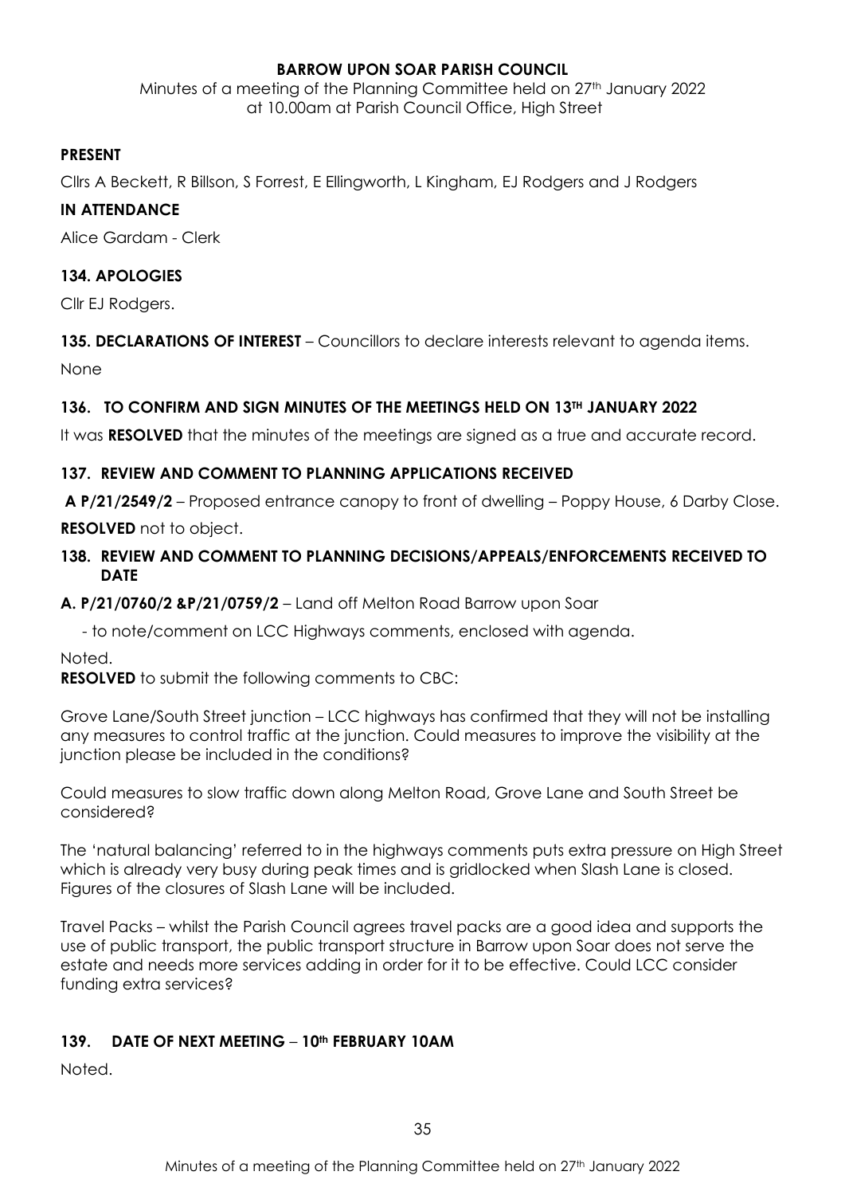**BARROW UPON SOAR PARISH COUNCIL**

Minutes of a meeting of the Planning Committee held on 27th January 2022 at 10.00am at Parish Council Office, High Street

**PRESENT**

Cllrs A Beckett, R Billson, S Forrest, E Ellingworth, L Kingham, EJ Rodgers and J Rodgers

**IN ATTENDANCE**

Alice Gardam - Clerk

**134. APOLOGIES**

Cllr EJ Rodgers.

**135. DECLARATIONS OF INTEREST** – Councillors to declare interests relevant to agenda items.

None

**136. TO CONFIRM AND SIGN MINUTES OF THE MEETINGS HELD ON 13TH JANUARY 2022**

It was **RESOLVED** that the minutes of the meetings are signed as a true and accurate record.

**137. REVIEW AND COMMENT TO PLANNING APPLICATIONS RECEIVED**

**A P/21/2549/2** – Proposed entrance canopy to front of dwelling – Poppy House, 6 Darby Close.

**RESOLVED** not to object.

**138. REVIEW AND COMMENT TO PLANNING DECISIONS/APPEALS/ENFORCEMENTS RECEIVED TO DATE**

**A. P/21/0760/2 &P/21/0759/2** – Land off Melton Road Barrow upon Soar

- to note/comment on LCC Highways comments, enclosed with agenda.

Noted.

**RESOLVED** to submit the following comments to CBC:

Grove Lane/South Street junction – LCC highways has confirmed that they will not be installing any measures to control traffic at the junction. Could measures to improve the visibility at the junction please be included in the conditions?

Could measures to slow traffic down along Melton Road, Grove Lane and South Street be considered?

The 'natural balancing' referred to in the highways comments puts extra pressure on High Street which is already very busy during peak times and is gridlocked when Slash Lane is closed. Figures of the closures of Slash Lane will be included.

Travel Packs – whilst the Parish Council agrees travel packs are a good idea and supports the use of public transport, the public transport structure in Barrow upon Soar does not serve the estate and needs more services adding in order for it to be effective. Could LCC consider funding extra services?

**139. DATE OF NEXT MEETING – 10th FEBRUARY 10AM**

Noted.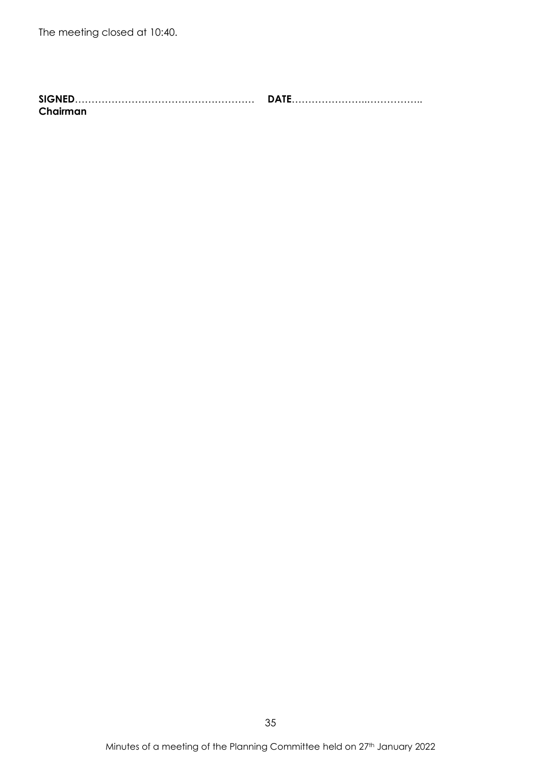The meeting closed at 10:40.

**SIGNED**………………………………………………  **DATE**…………………..……………..
**Chairman**